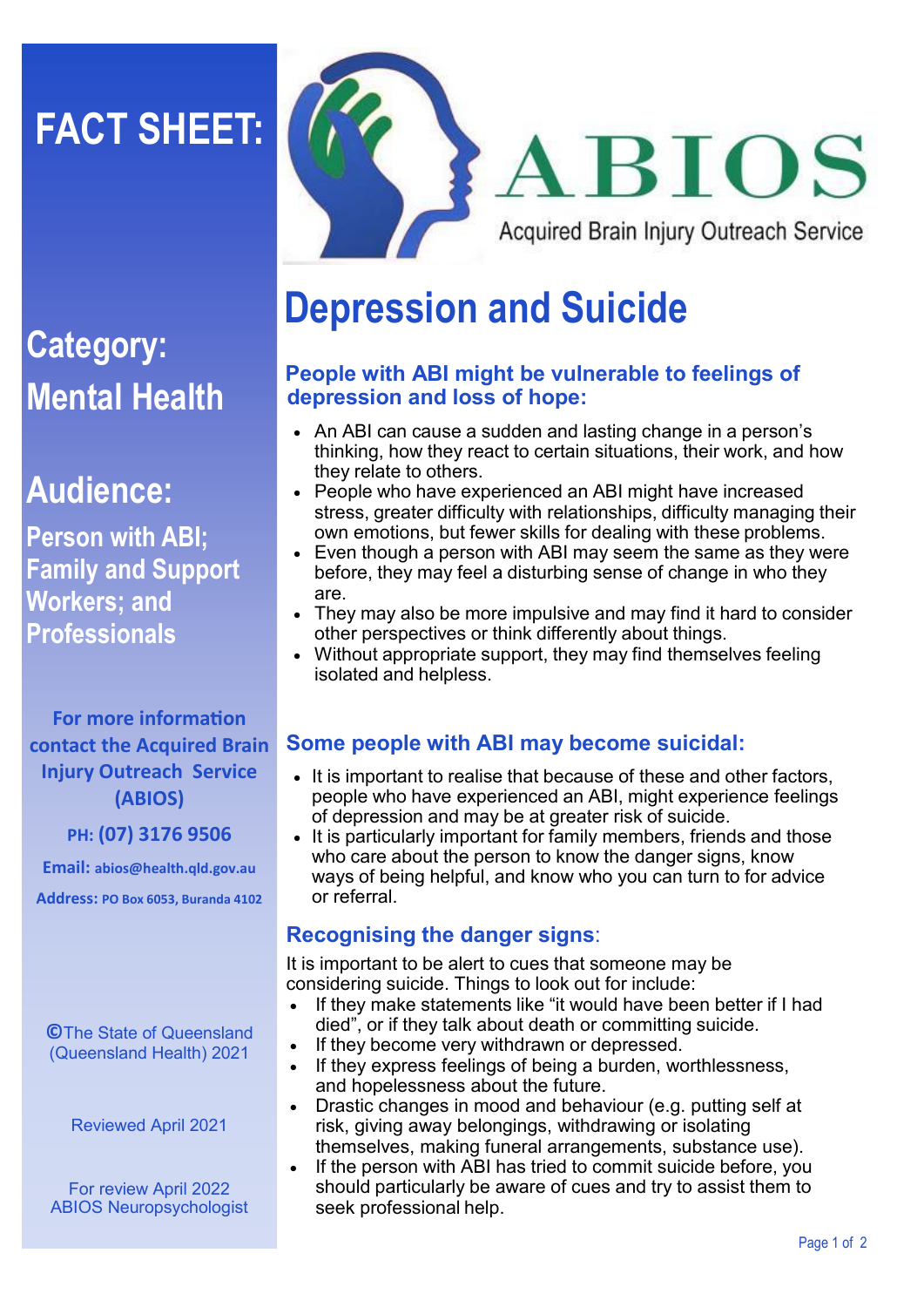# FACT SHEET:

**ABIOS**

Acquired Brain Injury Outreach Service

## Category: Mental Health

## Audience:

**Person with ABI; Family and Support Workers; and Professionals**

**For more information contact the Acquired Brain Injury Outreach Service (ABIOS)**

**PH: (07) 3176 9506**

**Email: abios@health.qld.gov.au**

**Address: PO Box 6053, Buranda 4102**

©The State of Queensland (Queensland Health) 2021

Reviewed April 2021

For review April 2022
ABIOS Neuropsychologist

# Depression and Suicide

### People with ABI might be vulnerable to feelings of depression and loss of hope:

- An ABI can cause a sudden and lasting change in a person's thinking, how they react to certain situations, their work, and how they relate to others.
- People who have experienced an ABI might have increased stress, greater difficulty with relationships, difficulty managing their own emotions, but fewer skills for dealing with these problems.
- Even though a person with ABI may seem the same as they were before, they may feel a disturbing sense of change in who they are.
- They may also be more impulsive and may find it hard to consider other perspectives or think differently about things.
- Without appropriate support, they may find themselves feeling isolated and helpless.

### Some people with ABI may become suicidal:

- It is important to realise that because of these and other factors, people who have experienced an ABI, might experience feelings of depression and may be at greater risk of suicide.
- It is particularly important for family members, friends and those who care about the person to know the danger signs, know ways of being helpful, and know who you can turn to for advice or referral.

### Recognising the danger signs:

It is important to be alert to cues that someone may be considering suicide. Things to look out for include:

- If they make statements like "it would have been better if I had died", or if they talk about death or committing suicide.
- If they become very withdrawn or depressed.
- If they express feelings of being a burden, worthlessness, and hopelessness about the future.
- Drastic changes in mood and behaviour (e.g. putting self at risk, giving away belongings, withdrawing or isolating themselves, making funeral arrangements, substance use).
- If the person with ABI has tried to commit suicide before, you should particularly be aware of cues and try to assist them to seek professional help.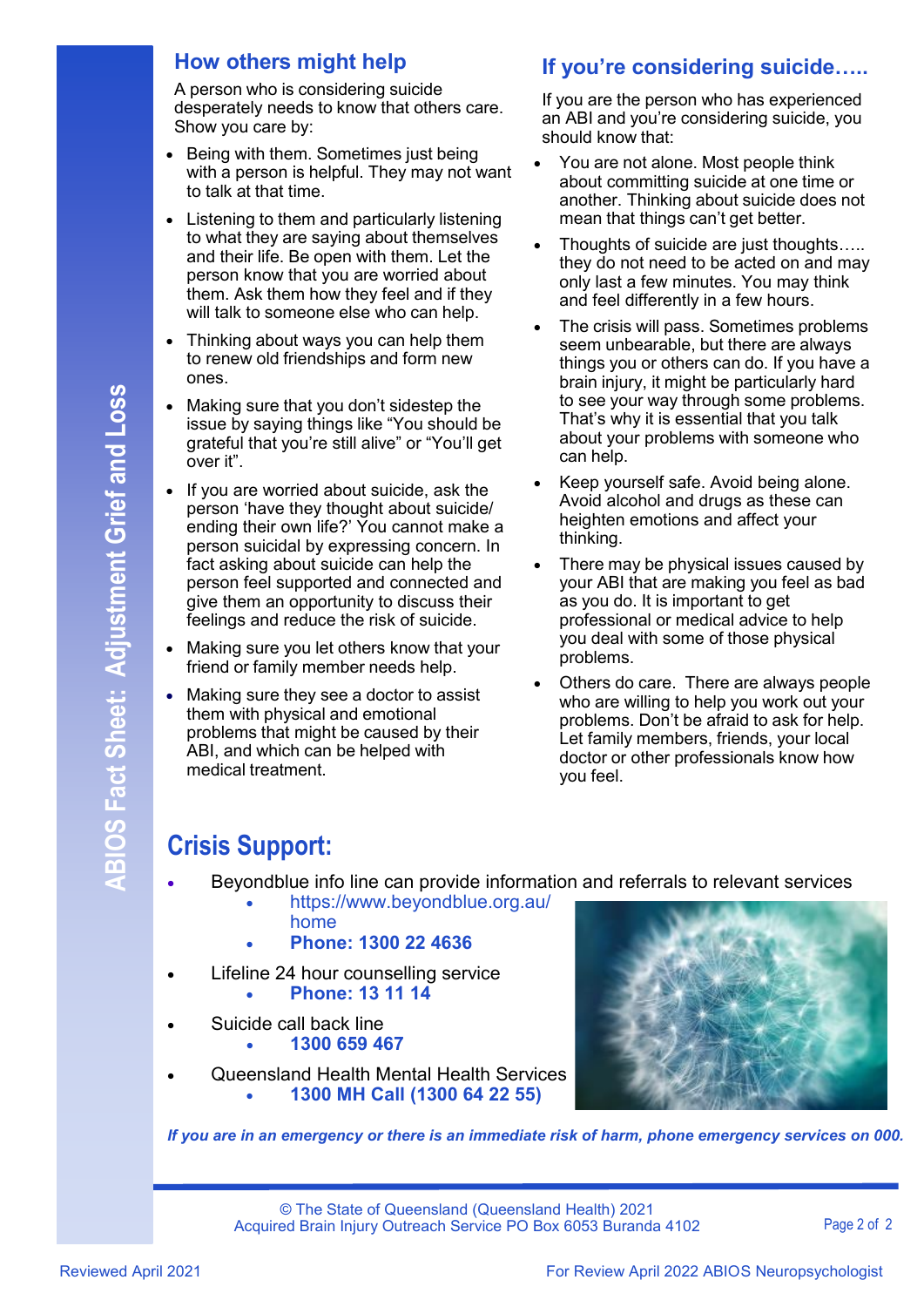## How others might help

A person who is considering suicide desperately needs to know that others care. Show you care by:

- Being with them. Sometimes just being with a person is helpful. They may not want to talk at that time.
- Listening to them and particularly listening to what they are saying about themselves and their life. Be open with them. Let the person know that you are worried about them. Ask them how they feel and if they will talk to someone else who can help.
- Thinking about ways you can help them to renew old friendships and form new ones.
- Making sure that you don't sidestep the issue by saying things like "You should be grateful that you're still alive" or "You'll get over it".
- If you are worried about suicide, ask the person 'have they thought about suicide/ ending their own life?' You cannot make a person suicidal by expressing concern. In fact asking about suicide can help the person feel supported and connected and give them an opportunity to discuss their feelings and reduce the risk of suicide.
- Making sure you let others know that your friend or family member needs help.
- Making sure they see a doctor to assist them with physical and emotional problems that might be caused by their ABI, and which can be helped with medical treatment.

## If you're considering suicide…..

If you are the person who has experienced an ABI and you're considering suicide, you should know that:

- You are not alone. Most people think about committing suicide at one time or another. Thinking about suicide does not mean that things can't get better.
- Thoughts of suicide are just thoughts….. they do not need to be acted on and may only last a few minutes. You may think and feel differently in a few hours.
- The crisis will pass. Sometimes problems seem unbearable, but there are always things you or others can do. If you have a brain injury, it might be particularly hard to see your way through some problems. That's why it is essential that you talk about your problems with someone who can help.
- Keep yourself safe. Avoid being alone. Avoid alcohol and drugs as these can heighten emotions and affect your thinking.
- There may be physical issues caused by your ABI that are making you feel as bad as you do. It is important to get professional or medical advice to help you deal with some of those physical problems.
- Others do care. There are always people who are willing to help you work out your problems. Don't be afraid to ask for help. Let family members, friends, your local doctor or other professionals know how you feel.

## Crisis Support:

- Beyondblue info line can provide information and referrals to relevant services
  - https://www.beyondblue.org.au/home
  - **Phone: 1300 22 4636**
- Lifeline 24 hour counselling service
  - **Phone: 13 11 14**
- Suicide call back line
  - **1300 659 467**
- Queensland Health Mental Health Services
  - **1300 MH Call (1300 64 22 55)**

***If you are in an emergency or there is an immediate risk of harm, phone emergency services on 000.***

© The State of Queensland (Queensland Health) 2021
Acquired Brain Injury Outreach Service PO Box 6053 Buranda 4102

Reviewed April 2021

For Review April 2022 ABIOS Neuropsychologist